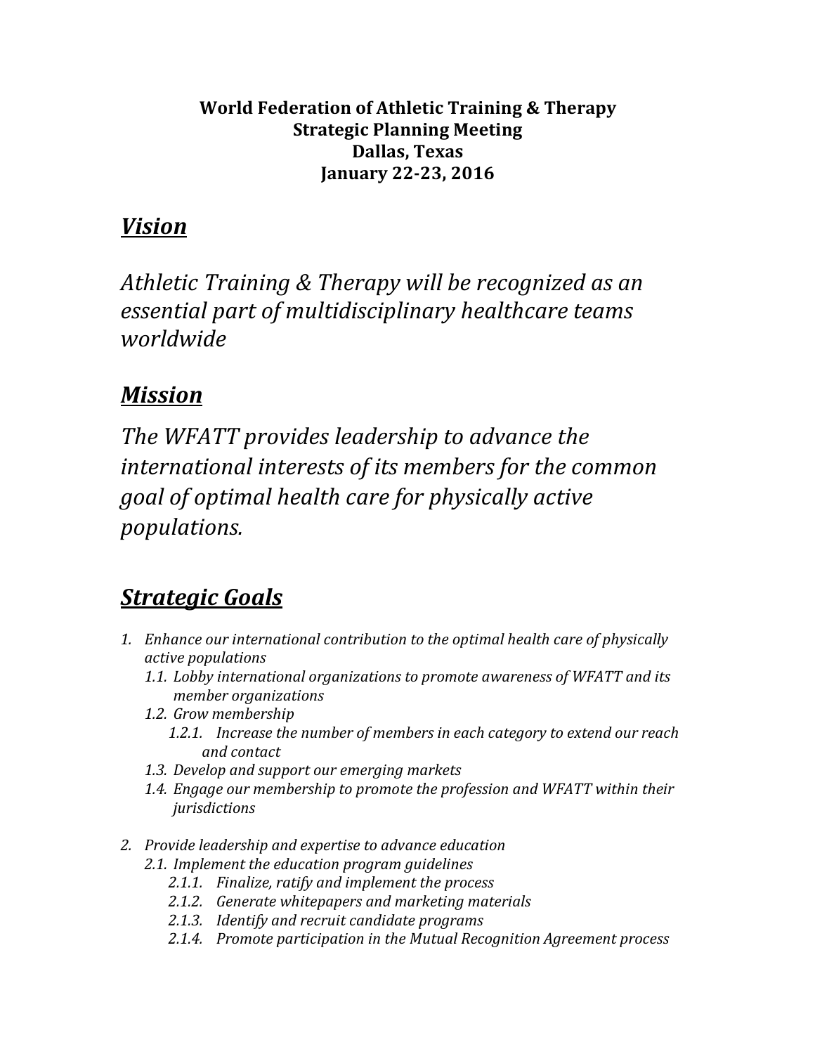**World Federation of Athletic Training & Therapy**
**Strategic Planning Meeting**
**Dallas, Texas**
**January 22-23, 2016**

## ***Vision***

*Athletic Training & Therapy will be recognized as an essential part of multidisciplinary healthcare teams worldwide*

## ***Mission***

*The WFATT provides leadership to advance the international interests of its members for the common goal of optimal health care for physically active populations.*

## ***Strategic Goals***

1. *Enhance our international contribution to the optimal health care of physically active populations*
   - 1.1. *Lobby international organizations to promote awareness of WFATT and its member organizations*
   - 1.2. *Grow membership*
     - 1.2.1. *Increase the number of members in each category to extend our reach and contact*
   - 1.3. *Develop and support our emerging markets*
   - 1.4. *Engage our membership to promote the profession and WFATT within their jurisdictions*

2. *Provide leadership and expertise to advance education*
   - 2.1. *Implement the education program guidelines*
     - 2.1.1. *Finalize, ratify and implement the process*
     - 2.1.2. *Generate whitepapers and marketing materials*
     - 2.1.3. *Identify and recruit candidate programs*
     - 2.1.4. *Promote participation in the Mutual Recognition Agreement process*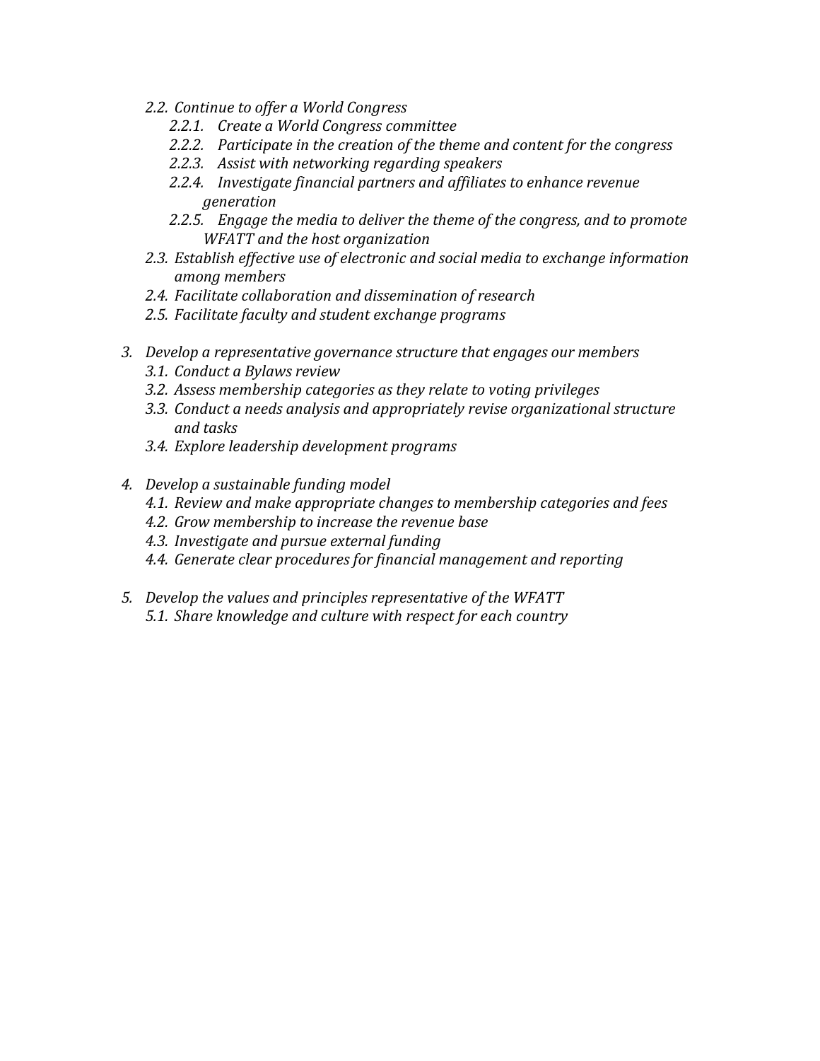- 2.2. *Continue to offer a World Congress*
  - 2.2.1. *Create a World Congress committee*
  - 2.2.2. *Participate in the creation of the theme and content for the congress*
  - 2.2.3. *Assist with networking regarding speakers*
  - 2.2.4. *Investigate financial partners and affiliates to enhance revenue generation*
  - 2.2.5. *Engage the media to deliver the theme of the congress, and to promote WFATT and the host organization*
- 2.3. *Establish effective use of electronic and social media to exchange information among members*
- 2.4. *Facilitate collaboration and dissemination of research*
- 2.5. *Facilitate faculty and student exchange programs*

3. *Develop a representative governance structure that engages our members*
   - 3.1. *Conduct a Bylaws review*
   - 3.2. *Assess membership categories as they relate to voting privileges*
   - 3.3. *Conduct a needs analysis and appropriately revise organizational structure and tasks*
   - 3.4. *Explore leadership development programs*

4. *Develop a sustainable funding model*
   - 4.1. *Review and make appropriate changes to membership categories and fees*
   - 4.2. *Grow membership to increase the revenue base*
   - 4.3. *Investigate and pursue external funding*
   - 4.4. *Generate clear procedures for financial management and reporting*

5. *Develop the values and principles representative of the WFATT*
   - 5.1. *Share knowledge and culture with respect for each country*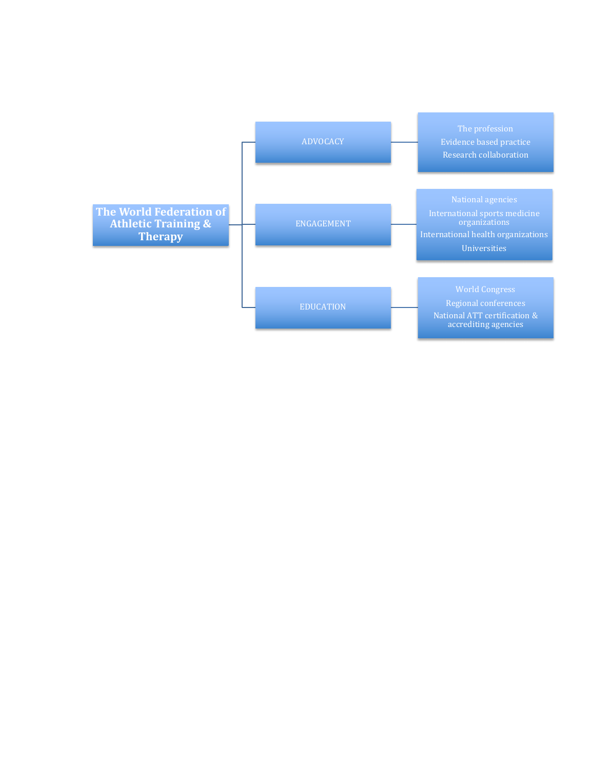The World Federation of Athletic Training & Therapy

ADVOCACY

The profession

Evidence based practice

Research collaboration

ENGAGEMENT

National agencies

International sports medicine organizations

International health organizations

Universities

EDUCATION

World Congress

Regional conferences

National ATT certification & accrediting agencies